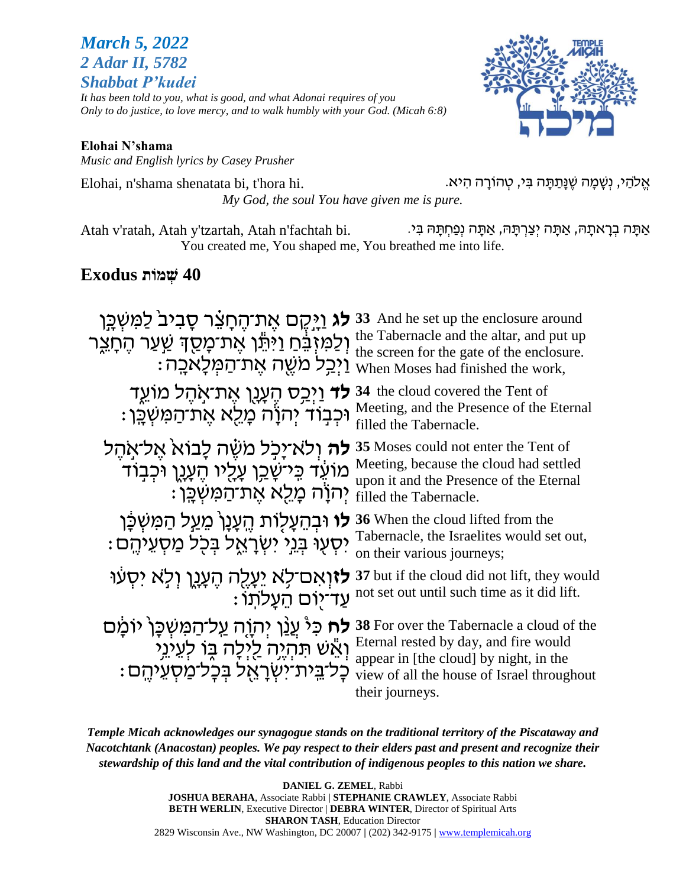***March 5, 2022***
***2 Adar II, 5782***
***Shabbat P'kudei***

*It has been told to you, what is good, and what Adonai requires of you*
*Only to do justice, to love mercy, and to walk humbly with your God. (Micah 6:8)*

**Elohai N'shama**
*Music and English lyrics by Casey Prusher*

Elohai, n'shama shenatata bi, t'hora hi.

אֱלֹהַי, נְשָׁמָה שֶׁנָּתַתָּה בִּי, טְהוֹרָה הִיא.

*My God, the soul You have given me is pure.*

Atah v'ratah, Atah y'tzartah, Atah n'fachtah bi.

אַתָּה בְרָאתָהּ, אַתָּה יְצַרְתָּהּ, אַתָּה נְפַחְתָּהּ בִּי.

You created me, You shaped me, You breathed me into life.

## Exodus שְׁמוֹת 40

| | |
|---|---|
| **לג** וַיָּ֣קֶם אֶת־הֶחָצֵ֗ר סָבִיב֙ לַמִּשְׁכָּ֣ן וְלַמִּזְבֵּ֔חַ וַיִּתֵּ֕ן אֶת־מָסַ֖ךְ שַׁ֣עַר הֶחָצֵ֑ר וַיְכַ֥ל מֹשֶׁ֖ה אֶת־הַמְּלָאכָֽה׃ | **33** And he set up the enclosure around the Tabernacle and the altar, and put up the screen for the gate of the enclosure. When Moses had finished the work, |
| **לד** וַיְכַ֥ס הֶעָנָ֖ן אֶת־אֹ֣הֶל מוֹעֵ֑ד וּכְב֣וֹד יְהוָ֔ה מָלֵ֖א אֶת־הַמִּשְׁכָּֽן׃ | **34** the cloud covered the Tent of Meeting, and the Presence of the Eternal filled the Tabernacle. |
| **לה** וְלֹא־יָכֹ֣ל מֹשֶׁ֗ה לָבוֹא֙ אֶל־אֹ֣הֶל מוֹעֵ֔ד כִּֽי־שָׁכַ֥ן עָלָ֖יו הֶעָנָ֑ן וּכְב֣וֹד יְהוָ֔ה מָלֵ֖א אֶת־הַמִּשְׁכָּֽן׃ | **35** Moses could not enter the Tent of Meeting, because the cloud had settled upon it and the Presence of the Eternal filled the Tabernacle. |
| **לו** וּבְהֵעָל֤וֹת הֶֽעָנָן֙ מֵעַ֣ל הַמִּשְׁכָּ֔ן יִסְע֖וּ בְּנֵ֣י יִשְׂרָאֵ֑ל בְּכֹ֖ל מַסְעֵיהֶֽם׃ | **36** When the cloud lifted from the Tabernacle, the Israelites would set out, on their various journeys; |
| **לז** וְאִם־לֹ֥א יֵעָלֶ֖ה הֶעָנָ֑ן וְלֹ֣א יִסְע֔וּ עַד־י֖וֹם הֵעָלֹתֽוֹ׃ | **37** but if the cloud did not lift, they would not set out until such time as it did lift. |
| **לח** כִּי֩ עֲנַ֨ן יְהוָ֤ה עַֽל־הַמִּשְׁכָּן֙ יוֹמָ֔ם וְאֵ֕שׁ תִּהְיֶ֥ה לַ֖יְלָה בּ֑וֹ לְעֵינֵ֥י כָל־בֵּֽית־יִשְׂרָאֵ֖ל בְּכָל־מַסְעֵיהֶֽם׃ | **38** For over the Tabernacle a cloud of the Eternal rested by day, and fire would appear in [the cloud] by night, in the view of all the house of Israel throughout their journeys. |

***Temple Micah acknowledges our synagogue stands on the traditional territory of the Piscataway and Nacotchtank (Anacostan) peoples. We pay respect to their elders past and present and recognize their stewardship of this land and the vital contribution of indigenous peoples to this nation we share.***

**DANIEL G. ZEMEL**, Rabbi
**JOSHUA BERAHA**, Associate Rabbi | **STEPHANIE CRAWLEY**, Associate Rabbi
**BETH WERLIN**, Executive Director | **DEBRA WINTER**, Director of Spiritual Arts
**SHARON TASH**, Education Director
2829 Wisconsin Ave., NW Washington, DC 20007 | (202) 342-9175 | www.templemicah.org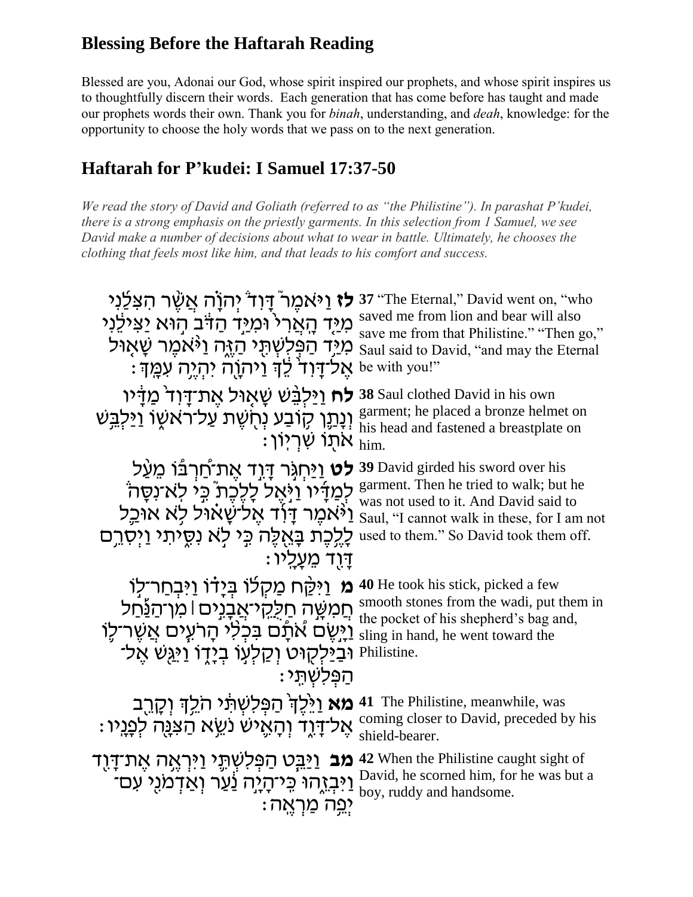## Blessing Before the Haftarah Reading

Blessed are you, Adonai our God, whose spirit inspired our prophets, and whose spirit inspires us to thoughtfully discern their words. Each generation that has come before has taught and made our prophets words their own. Thank you for *binah*, understanding, and *deah*, knowledge: for the opportunity to choose the holy words that we pass on to the next generation.

## Haftarah for P'kudei: I Samuel 17:37-50

*We read the story of David and Goliath (referred to as "the Philistine"). In parashat P'kudei, there is a strong emphasis on the priestly garments. In this selection from 1 Samuel, we see David make a number of decisions about what to wear in battle. Ultimately, he chooses the clothing that feels most like him, and that leads to his comfort and success.*

**לז** וַיֹּאמֶר֮ דָּוִד֒ יְהֹוָ֗ה אֲשֶׁ֨ר הִצִּלַ֜נִי מִיַּ֤ד הָאֲרִי֙ וּמִיַּ֣ד הַדֹּ֔ב ה֣וּא יַצִּילֵ֔נִי מִיַּ֖ד הַפְּלִשְׁתִּ֣י הַזֶּ֑ה וַיֹּ֨אמֶר שָׁא֤וּל אֶל־דָּוִד֙ לֵ֔ךְ וַיהֹוָ֖ה יִהְיֶ֥ה עִמָּֽךְ׃

**37** "The Eternal," David went on, "who saved me from lion and bear will also save me from that Philistine." "Then go," Saul said to David, "and may the Eternal be with you!"

**לח** וַיַּלְבֵּ֨שׁ שָׁא֤וּל אֶת־דָּוִד֙ מַדָּ֔יו וְנָתַ֛ן ק֥וֹבַע נְחֹ֖שֶׁת עַל־רֹאשׁ֑וֹ וַיַּלְבֵּ֥שׁ אֹת֖וֹ שִׁרְיֽוֹן׃

**38** Saul clothed David in his own garment; he placed a bronze helmet on his head and fastened a breastplate on him.

**לט** וַיַּחְגֹּ֣ר דָּוִ֣ד אֶת־חַ֠רְבּוֹ מֵעַ֨ל לְמַדָּ֜יו וַיֹּ֣אֶל לָלֶכֶת֮ כִּ֣י לֹא־נִסָּה֒ וַיֹּ֨אמֶר דָּוִ֜ד אֶל־שָׁא֗וּל לֹ֥א אוּכַ֛ל לָלֶ֥כֶת בָּאֵ֖לֶּה כִּ֣י לֹ֣א נִסִּ֑יתִי וַיְסִרֵ֥ם דָּוִ֖ד מֵעָלָֽיו׃

**39** David girded his sword over his garment. Then he tried to walk; but he was not used to it. And David said to Saul, "I cannot walk in these, for I am not used to them." So David took them off.

**מ** וַיִּקַּ֨ח מַקְל֜וֹ בְּיָד֗וֹ וַיִּבְחַר־ל֣וֹ חֲמִשָּׁ֣ה חַלֻּקֵי־אֲבָנִ֣ים ׀ מִן־הַנַּ֡חַל וַיָּ֣שֶׂם אֹתָ֠ם בִּכְלִ֨י הָרֹעִ֧ים אֲשֶׁר־ל֛וֹ וּבַיַּלְק֖וּט וְקַלְּע֣וֹ בְיָד֑וֹ וַיִּגַּ֖שׁ אֶל־הַפְּלִשְׁתִּֽי׃

**40** He took his stick, picked a few smooth stones from the wadi, put them in the pocket of his shepherd's bag and, sling in hand, he went toward the Philistine.

**מא** וַיֵּ֙לֶךְ֙ הַפְּלִשְׁתִּ֔י הֹלֵ֥ךְ וְקָרֵ֖ב אֶל־דָּוִ֑ד וְהָאִ֛ישׁ נֹשֵׂ֥א הַצִּנָּ֖ה לְפָנָֽיו׃

**41** The Philistine, meanwhile, was coming closer to David, preceded by his shield-bearer.

**מב** וַיַּבֵּ֧ט הַפְּלִשְׁתִּ֛י וַיִּרְאֶ֥ה אֶת־דָּוִ֖ד וַיִּבְזֵ֑הוּ כִּֽי־הָיָ֣ה נַ֔עַר וְאַדְמֹנִ֖י עִם־יְפֵ֥ה מַרְאֶֽה׃

**42** When the Philistine caught sight of David, he scorned him, for he was but a boy, ruddy and handsome.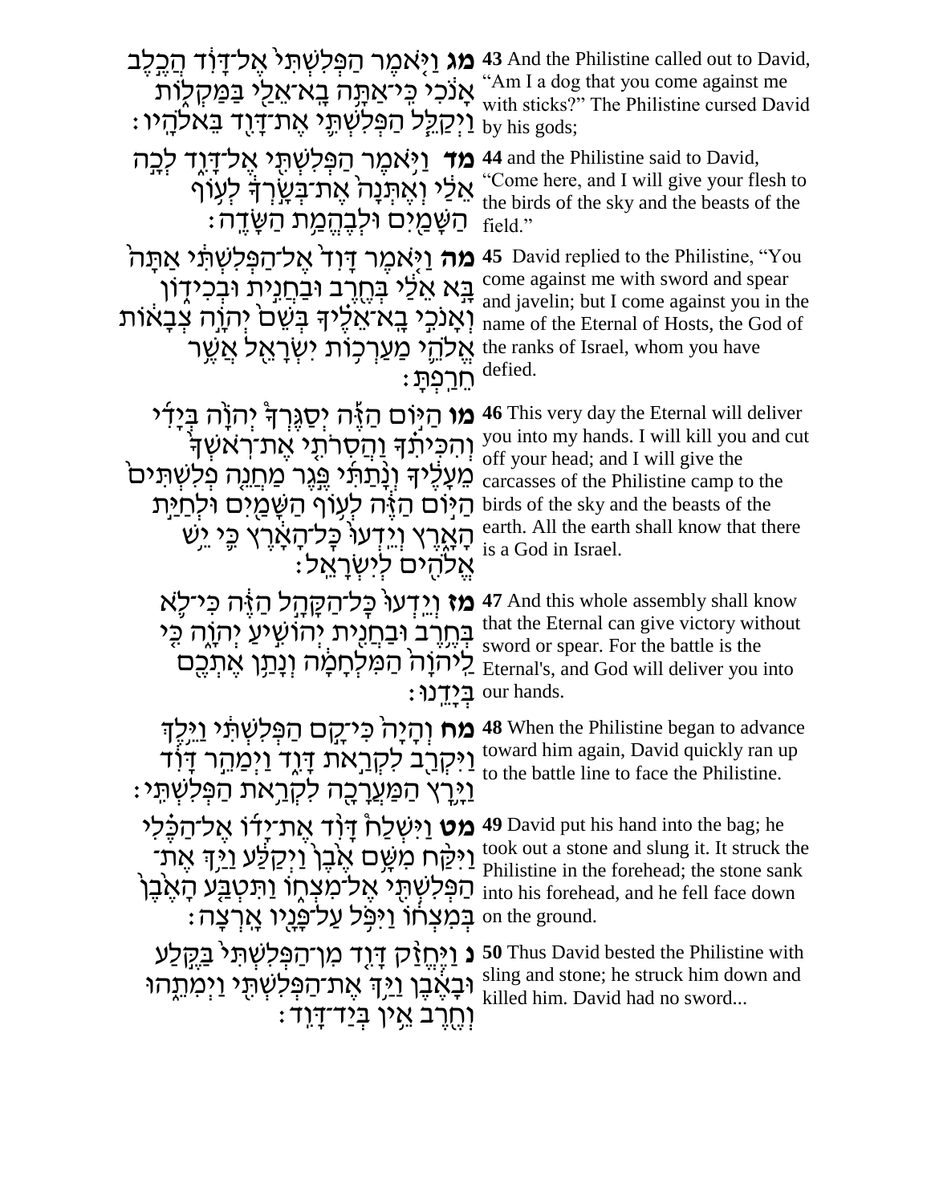| | |
|---|---|
| **מג** וַיֹּאמֶר הַפְּלִשְׁתִּי אֶל־דָּוִד הֲכֶלֶב אָנֹכִי כִּי־אַתָּה בָא־אֵלַי בַּמַּקְלוֹת וַיְקַלֵּל הַפְּלִשְׁתִּי אֶת־דָּוִד בֵּאלֹהָיו׃ | **43** And the Philistine called out to David, "Am I a dog that you come against me with sticks?" The Philistine cursed David by his gods; |
| **מד** וַיֹּאמֶר הַפְּלִשְׁתִּי אֶל־דָּוִד לְכָה אֵלַי וְאֶתְּנָה אֶת־בְּשָׂרְךָ לְעוֹף הַשָּׁמַיִם וּלְבֶהֱמַת הַשָּׂדֶה׃ | **44** and the Philistine said to David, "Come here, and I will give your flesh to the birds of the sky and the beasts of the field." |
| **מה** וַיֹּאמֶר דָּוִד אֶל־הַפְּלִשְׁתִּי אַתָּה בָּא אֵלַי בְּחֶרֶב וּבַחֲנִית וּבְכִידוֹן וְאָנֹכִי בָא־אֵלֶיךָ בְּשֵׁם יְהוָה צְבָאוֹת אֱלֹהֵי מַעַרְכוֹת יִשְׂרָאֵל אֲשֶׁר חֵרַפְתָּ׃ | **45** David replied to the Philistine, "You come against me with sword and spear and javelin; but I come against you in the name of the Eternal of Hosts, the God of the ranks of Israel, whom you have defied. |
| **מו** הַיּוֹם הַזֶּה יְסַגֶּרְךָ יְהוָה בְּיָדִי וְהִכִּיתִךָ וַהֲסִרֹתִי אֶת־רֹאשְׁךָ מֵעָלֶיךָ וְנָתַתִּי פֶּגֶר מַחֲנֵה פְלִשְׁתִּים הַיּוֹם הַזֶּה לְעוֹף הַשָּׁמַיִם וּלְחַיַּת הָאָרֶץ וְיֵדְעוּ כָּל־הָאָרֶץ כִּי יֵשׁ אֱלֹהִים לְיִשְׂרָאֵל׃ | **46** This very day the Eternal will deliver you into my hands. I will kill you and cut off your head; and I will give the carcasses of the Philistine camp to the birds of the sky and the beasts of the earth. All the earth shall know that there is a God in Israel. |
| **מז** וְיֵדְעוּ כָּל־הַקָּהָל הַזֶּה כִּי־לֹא בְּחֶרֶב וּבַחֲנִית יְהוֹשִׁיעַ יְהוָה כִּי לַיהוָה הַמִּלְחָמָה וְנָתַן אֶתְכֶם בְּיָדֵנוּ׃ | **47** And this whole assembly shall know that the Eternal can give victory without sword or spear. For the battle is the Eternal's, and God will deliver you into our hands. |
| **מח** וְהָיָה כִּי־קָם הַפְּלִשְׁתִּי וַיֵּלֶךְ וַיִּקְרַב לִקְרַאת דָּוִד וַיְמַהֵר דָּוִד וַיָּרָץ הַמַּעֲרָכָה לִקְרַאת הַפְּלִשְׁתִּי׃ | **48** When the Philistine began to advance toward him again, David quickly ran up to the battle line to face the Philistine. |
| **מט** וַיִּשְׁלַח דָּוִד אֶת־יָדוֹ אֶל־הַכֶּלִי וַיִּקַּח מִשָּׁם אֶבֶן וַיְקַלַּע וַיַּךְ אֶת־הַפְּלִשְׁתִּי אֶל־מִצְחוֹ וַתִּטְבַּע הָאֶבֶן בְּמִצְחוֹ וַיִּפֹּל עַל־פָּנָיו אָרְצָה׃ | **49** David put his hand into the bag; he took out a stone and slung it. It struck the Philistine in the forehead; the stone sank into his forehead, and he fell face down on the ground. |
| **נ** וַיֶּחֱזַק דָּוִד מִן־הַפְּלִשְׁתִּי בַּקֶּלַע וּבָאֶבֶן וַיַּךְ אֶת־הַפְּלִשְׁתִּי וַיְמִיתֵהוּ וְחֶרֶב אֵין בְּיַד־דָּוִד׃ | **50** Thus David bested the Philistine with sling and stone; he struck him down and killed him. David had no sword... |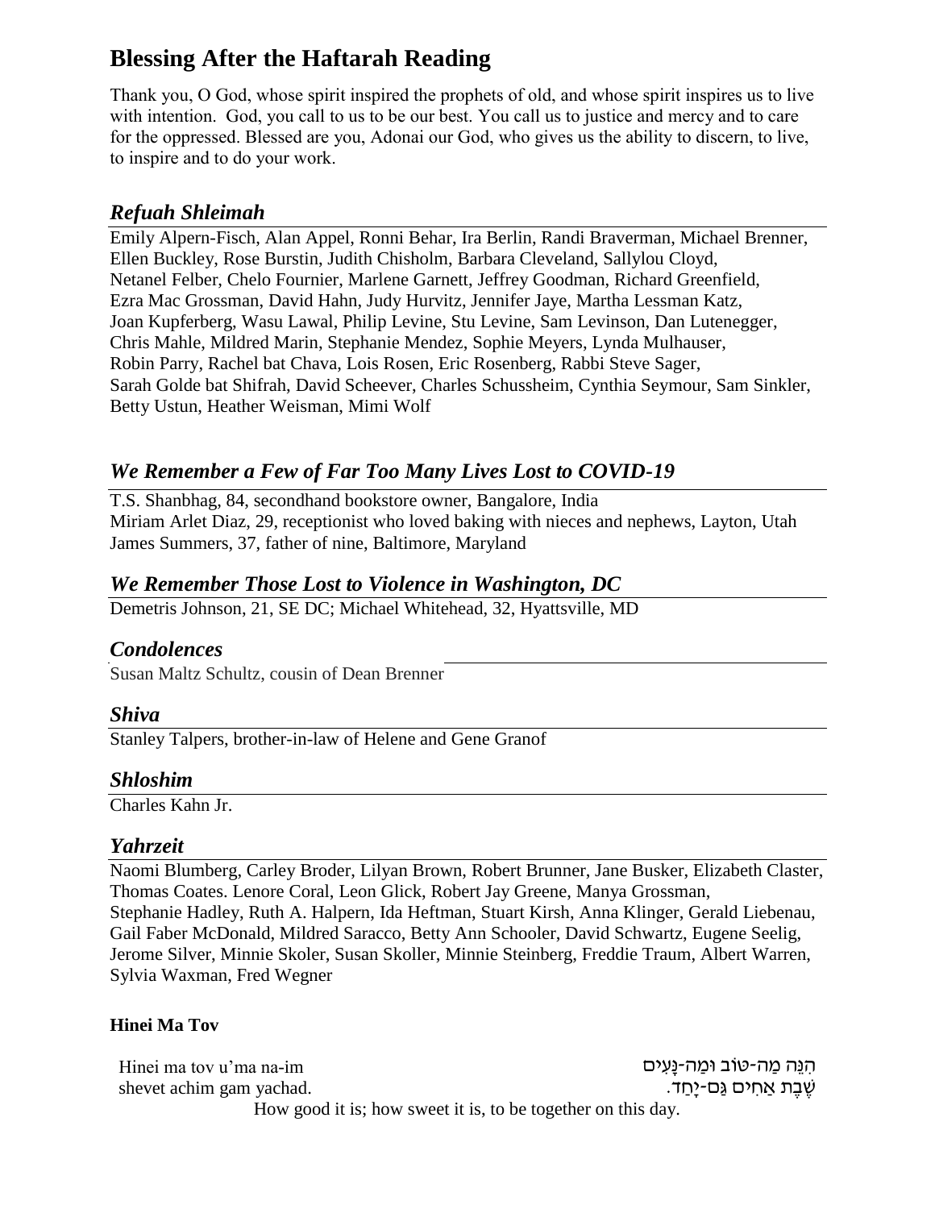## Blessing After the Haftarah Reading

Thank you, O God, whose spirit inspired the prophets of old, and whose spirit inspires us to live with intention. God, you call to us to be our best. You call us to justice and mercy and to care for the oppressed. Blessed are you, Adonai our God, who gives us the ability to discern, to live, to inspire and to do your work.

### *Refuah Shleimah*

Emily Alpern-Fisch, Alan Appel, Ronni Behar, Ira Berlin, Randi Braverman, Michael Brenner, Ellen Buckley, Rose Burstin, Judith Chisholm, Barbara Cleveland, Sallylou Cloyd, Netanel Felber, Chelo Fournier, Marlene Garnett, Jeffrey Goodman, Richard Greenfield, Ezra Mac Grossman, David Hahn, Judy Hurvitz, Jennifer Jaye, Martha Lessman Katz, Joan Kupferberg, Wasu Lawal, Philip Levine, Stu Levine, Sam Levinson, Dan Lutenegger, Chris Mahle, Mildred Marin, Stephanie Mendez, Sophie Meyers, Lynda Mulhauser, Robin Parry, Rachel bat Chava, Lois Rosen, Eric Rosenberg, Rabbi Steve Sager, Sarah Golde bat Shifrah, David Scheever, Charles Schussheim, Cynthia Seymour, Sam Sinkler, Betty Ustun, Heather Weisman, Mimi Wolf

### *We Remember a Few of Far Too Many Lives Lost to COVID-19*

T.S. Shanbhag, 84, secondhand bookstore owner, Bangalore, India
Miriam Arlet Diaz, 29, receptionist who loved baking with nieces and nephews, Layton, Utah
James Summers, 37, father of nine, Baltimore, Maryland

### *We Remember Those Lost to Violence in Washington, DC*

Demetris Johnson, 21, SE DC; Michael Whitehead, 32, Hyattsville, MD

### *Condolences*

Susan Maltz Schultz, cousin of Dean Brenner

### *Shiva*

Stanley Talpers, brother-in-law of Helene and Gene Granof

### *Shloshim*

Charles Kahn Jr.

### *Yahrzeit*

Naomi Blumberg, Carley Broder, Lilyan Brown, Robert Brunner, Jane Busker, Elizabeth Claster, Thomas Coates. Lenore Coral, Leon Glick, Robert Jay Greene, Manya Grossman, Stephanie Hadley, Ruth A. Halpern, Ida Heftman, Stuart Kirsh, Anna Klinger, Gerald Liebenau, Gail Faber McDonald, Mildred Saracco, Betty Ann Schooler, David Schwartz, Eugene Seelig, Jerome Silver, Minnie Skoler, Susan Skoller, Minnie Steinberg, Freddie Traum, Albert Warren, Sylvia Waxman, Fred Wegner

**Hinei Ma Tov**

Hinei ma tov u'ma na-im
shevet achim gam yachad.

הִנֵּה מַה-טּוֹב וּמַה-נָּעִים
שֶׁבֶת אַחִים גַּם-יָחַד.

How good it is; how sweet it is, to be together on this day.